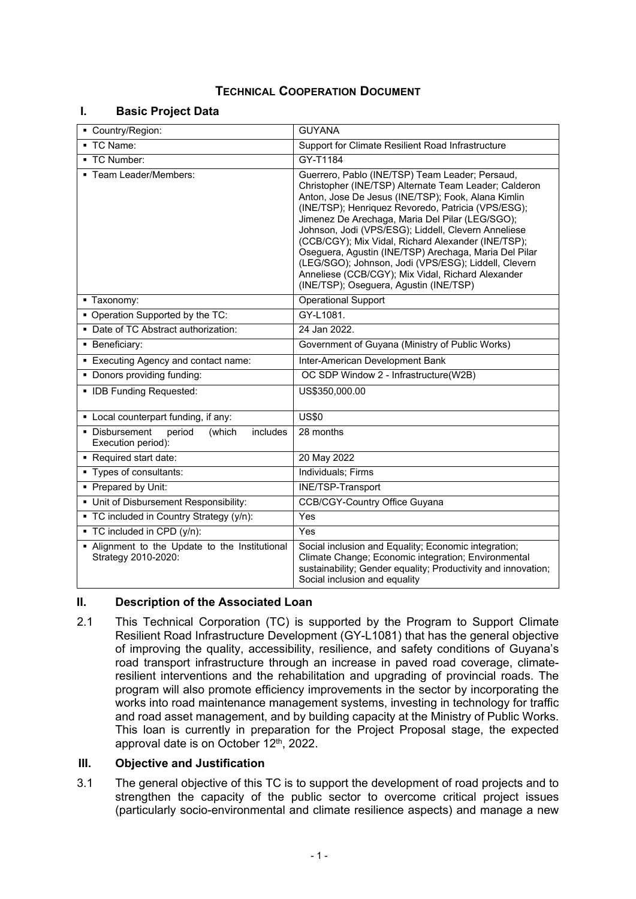## TECHNICAL COOPERATION DOCUMENT

### I. Basic Project Data

| | |
|---|---|
| ▪ Country/Region: | GUYANA |
| ▪ TC Name: | Support for Climate Resilient Road Infrastructure |
| ▪ TC Number: | GY-T1184 |
| ▪ Team Leader/Members: | Guerrero, Pablo (INE/TSP) Team Leader; Persaud, Christopher (INE/TSP) Alternate Team Leader; Calderon Anton, Jose De Jesus (INE/TSP); Fook, Alana Kimlin (INE/TSP); Henriquez Revoredo, Patricia (VPS/ESG); Jimenez De Arechaga, Maria Del Pilar (LEG/SGO); Johnson, Jodi (VPS/ESG); Liddell, Clevern Anneliese (CCB/CGY); Mix Vidal, Richard Alexander (INE/TSP); Oseguera, Agustin (INE/TSP) Arechaga, Maria Del Pilar (LEG/SGO); Johnson, Jodi (VPS/ESG); Liddell, Clevern Anneliese (CCB/CGY); Mix Vidal, Richard Alexander (INE/TSP); Oseguera, Agustin (INE/TSP) |
| ▪ Taxonomy: | Operational Support |
| ▪ Operation Supported by the TC: | GY-L1081. |
| ▪ Date of TC Abstract authorization: | 24 Jan 2022. |
| ▪ Beneficiary: | Government of Guyana (Ministry of Public Works) |
| ▪ Executing Agency and contact name: | Inter-American Development Bank |
| ▪ Donors providing funding: | OC SDP Window 2 - Infrastructure(W2B) |
| ▪ IDB Funding Requested: | US$350,000.00 |
| ▪ Local counterpart funding, if any: | US$0 |
| ▪ Disbursement period (which includes Execution period): | 28 months |
| ▪ Required start date: | 20 May 2022 |
| ▪ Types of consultants: | Individuals; Firms |
| ▪ Prepared by Unit: | INE/TSP-Transport |
| ▪ Unit of Disbursement Responsibility: | CCB/CGY-Country Office Guyana |
| ▪ TC included in Country Strategy (y/n): | Yes |
| ▪ TC included in CPD (y/n): | Yes |
| ▪ Alignment to the Update to the Institutional Strategy 2010-2020: | Social inclusion and Equality; Economic integration; Climate Change; Economic integration; Environmental sustainability; Gender equality; Productivity and innovation; Social inclusion and equality |

### II. Description of the Associated Loan

2.1 This Technical Corporation (TC) is supported by the Program to Support Climate Resilient Road Infrastructure Development (GY-L1081) that has the general objective of improving the quality, accessibility, resilience, and safety conditions of Guyana's road transport infrastructure through an increase in paved road coverage, climate-resilient interventions and the rehabilitation and upgrading of provincial roads. The program will also promote efficiency improvements in the sector by incorporating the works into road maintenance management systems, investing in technology for traffic and road asset management, and by building capacity at the Ministry of Public Works. This loan is currently in preparation for the Project Proposal stage, the expected approval date is on October 12th, 2022.

### III. Objective and Justification

3.1 The general objective of this TC is to support the development of road projects and to strengthen the capacity of the public sector to overcome critical project issues (particularly socio-environmental and climate resilience aspects) and manage a new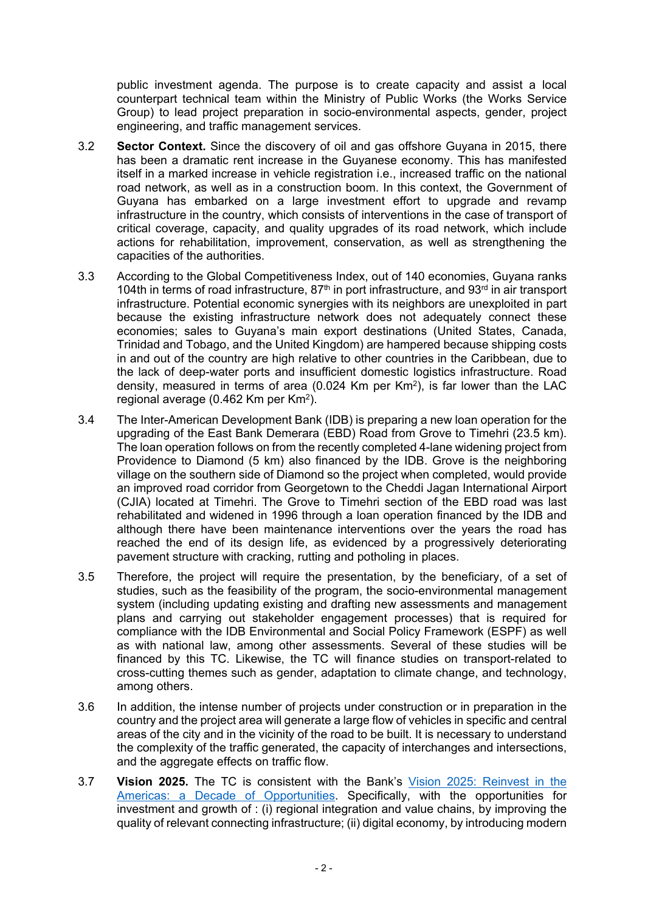public investment agenda. The purpose is to create capacity and assist a local counterpart technical team within the Ministry of Public Works (the Works Service Group) to lead project preparation in socio-environmental aspects, gender, project engineering, and traffic management services.

3.2 **Sector Context.** Since the discovery of oil and gas offshore Guyana in 2015, there has been a dramatic rent increase in the Guyanese economy. This has manifested itself in a marked increase in vehicle registration i.e., increased traffic on the national road network, as well as in a construction boom. In this context, the Government of Guyana has embarked on a large investment effort to upgrade and revamp infrastructure in the country, which consists of interventions in the case of transport of critical coverage, capacity, and quality upgrades of its road network, which include actions for rehabilitation, improvement, conservation, as well as strengthening the capacities of the authorities.

3.3 According to the Global Competitiveness Index, out of 140 economies, Guyana ranks 104th in terms of road infrastructure, 87th in port infrastructure, and 93rd in air transport infrastructure. Potential economic synergies with its neighbors are unexploited in part because the existing infrastructure network does not adequately connect these economies; sales to Guyana's main export destinations (United States, Canada, Trinidad and Tobago, and the United Kingdom) are hampered because shipping costs in and out of the country are high relative to other countries in the Caribbean, due to the lack of deep-water ports and insufficient domestic logistics infrastructure. Road density, measured in terms of area (0.024 Km per $Km^2$), is far lower than the LAC regional average (0.462 Km per $Km^2$).

3.4 The Inter-American Development Bank (IDB) is preparing a new loan operation for the upgrading of the East Bank Demerara (EBD) Road from Grove to Timehri (23.5 km). The loan operation follows on from the recently completed 4-lane widening project from Providence to Diamond (5 km) also financed by the IDB. Grove is the neighboring village on the southern side of Diamond so the project when completed, would provide an improved road corridor from Georgetown to the Cheddi Jagan International Airport (CJIA) located at Timehri. The Grove to Timehri section of the EBD road was last rehabilitated and widened in 1996 through a loan operation financed by the IDB and although there have been maintenance interventions over the years the road has reached the end of its design life, as evidenced by a progressively deteriorating pavement structure with cracking, rutting and potholing in places.

3.5 Therefore, the project will require the presentation, by the beneficiary, of a set of studies, such as the feasibility of the program, the socio-environmental management system (including updating existing and drafting new assessments and management plans and carrying out stakeholder engagement processes) that is required for compliance with the IDB Environmental and Social Policy Framework (ESPF) as well as with national law, among other assessments. Several of these studies will be financed by this TC. Likewise, the TC will finance studies on transport-related to cross-cutting themes such as gender, adaptation to climate change, and technology, among others.

3.6 In addition, the intense number of projects under construction or in preparation in the country and the project area will generate a large flow of vehicles in specific and central areas of the city and in the vicinity of the road to be built. It is necessary to understand the complexity of the traffic generated, the capacity of interchanges and intersections, and the aggregate effects on traffic flow.

3.7 **Vision 2025.** The TC is consistent with the Bank's Vision 2025: Reinvest in the Americas: a Decade of Opportunities. Specifically, with the opportunities for investment and growth of : (i) regional integration and value chains, by improving the quality of relevant connecting infrastructure; (ii) digital economy, by introducing modern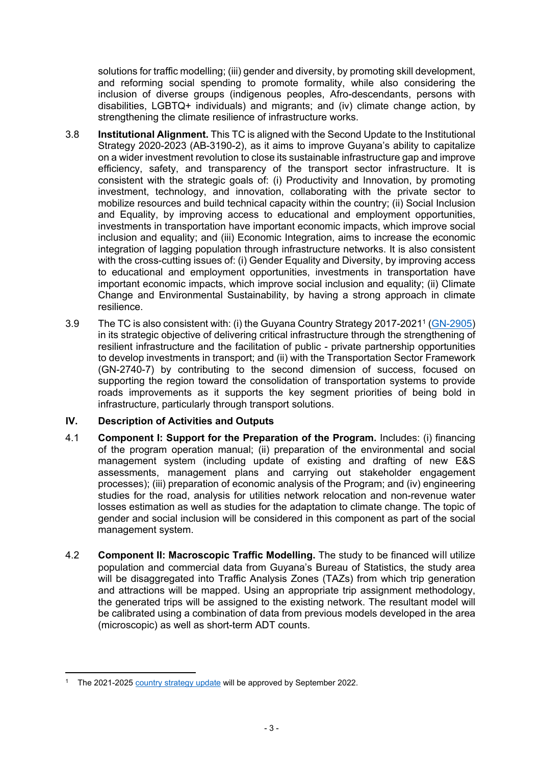solutions for traffic modelling; (iii) gender and diversity, by promoting skill development, and reforming social spending to promote formality, while also considering the inclusion of diverse groups (indigenous peoples, Afro-descendants, persons with disabilities, LGBTQ+ individuals) and migrants; and (iv) climate change action, by strengthening the climate resilience of infrastructure works.

3.8 **Institutional Alignment.** This TC is aligned with the Second Update to the Institutional Strategy 2020-2023 (AB-3190-2), as it aims to improve Guyana's ability to capitalize on a wider investment revolution to close its sustainable infrastructure gap and improve efficiency, safety, and transparency of the transport sector infrastructure. It is consistent with the strategic goals of: (i) Productivity and Innovation, by promoting investment, technology, and innovation, collaborating with the private sector to mobilize resources and build technical capacity within the country; (ii) Social Inclusion and Equality, by improving access to educational and employment opportunities, investments in transportation have important economic impacts, which improve social inclusion and equality; and (iii) Economic Integration, aims to increase the economic integration of lagging population through infrastructure networks. It is also consistent with the cross-cutting issues of: (i) Gender Equality and Diversity, by improving access to educational and employment opportunities, investments in transportation have important economic impacts, which improve social inclusion and equality; (ii) Climate Change and Environmental Sustainability, by having a strong approach in climate resilience.

3.9 The TC is also consistent with: (i) the Guyana Country Strategy 2017-2021[1] (GN-2905) in its strategic objective of delivering critical infrastructure through the strengthening of resilient infrastructure and the facilitation of public - private partnership opportunities to develop investments in transport; and (ii) with the Transportation Sector Framework (GN-2740-7) by contributing to the second dimension of success, focused on supporting the region toward the consolidation of transportation systems to provide roads improvements as it supports the key segment priorities of being bold in infrastructure, particularly through transport solutions.

## IV. Description of Activities and Outputs

4.1 **Component I: Support for the Preparation of the Program.** Includes: (i) financing of the program operation manual; (ii) preparation of the environmental and social management system (including update of existing and drafting of new E&S assessments, management plans and carrying out stakeholder engagement processes); (iii) preparation of economic analysis of the Program; and (iv) engineering studies for the road, analysis for utilities network relocation and non-revenue water losses estimation as well as studies for the adaptation to climate change. The topic of gender and social inclusion will be considered in this component as part of the social management system.

4.2 **Component II: Macroscopic Traffic Modelling.** The study to be financed will utilize population and commercial data from Guyana's Bureau of Statistics, the study area will be disaggregated into Traffic Analysis Zones (TAZs) from which trip generation and attractions will be mapped. Using an appropriate trip assignment methodology, the generated trips will be assigned to the existing network. The resultant model will be calibrated using a combination of data from previous models developed in the area (microscopic) as well as short-term ADT counts.

---

[1] The 2021-2025 country strategy update will be approved by September 2022.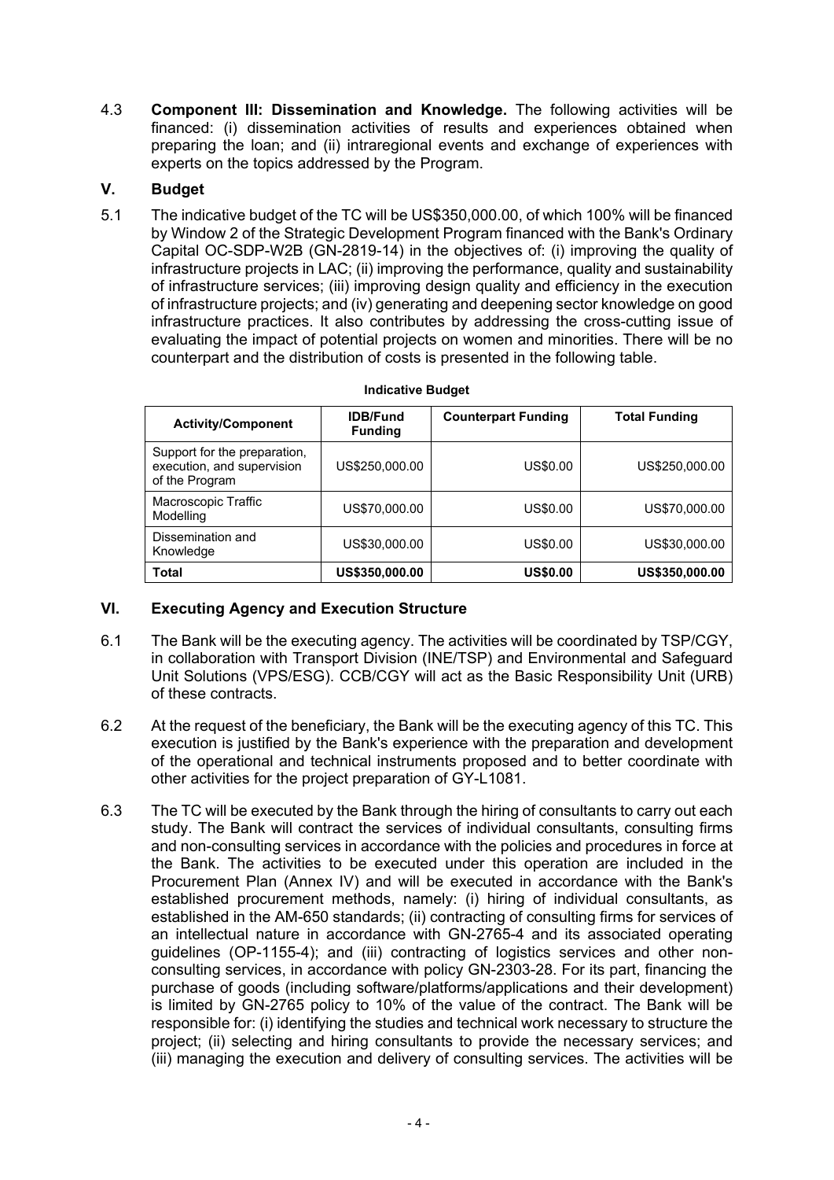4.3 **Component III: Dissemination and Knowledge.** The following activities will be financed: (i) dissemination activities of results and experiences obtained when preparing the loan; and (ii) intraregional events and exchange of experiences with experts on the topics addressed by the Program.

## V. Budget

5.1 The indicative budget of the TC will be US$350,000.00, of which 100% will be financed by Window 2 of the Strategic Development Program financed with the Bank's Ordinary Capital OC-SDP-W2B (GN-2819-14) in the objectives of: (i) improving the quality of infrastructure projects in LAC; (ii) improving the performance, quality and sustainability of infrastructure services; (iii) improving design quality and efficiency in the execution of infrastructure projects; and (iv) generating and deepening sector knowledge on good infrastructure practices. It also contributes by addressing the cross-cutting issue of evaluating the impact of potential projects on women and minorities. There will be no counterpart and the distribution of costs is presented in the following table.

**Indicative Budget**

| Activity/Component | IDB/Fund Funding | Counterpart Funding | Total Funding |
|---|---|---|---|
| Support for the preparation, execution, and supervision of the Program | US$250,000.00 | US$0.00 | US$250,000.00 |
| Macroscopic Traffic Modelling | US$70,000.00 | US$0.00 | US$70,000.00 |
| Dissemination and Knowledge | US$30,000.00 | US$0.00 | US$30,000.00 |
| **Total** | **US$350,000.00** | **US$0.00** | **US$350,000.00** |

## VI. Executing Agency and Execution Structure

6.1 The Bank will be the executing agency. The activities will be coordinated by TSP/CGY, in collaboration with Transport Division (INE/TSP) and Environmental and Safeguard Unit Solutions (VPS/ESG). CCB/CGY will act as the Basic Responsibility Unit (URB) of these contracts.

6.2 At the request of the beneficiary, the Bank will be the executing agency of this TC. This execution is justified by the Bank's experience with the preparation and development of the operational and technical instruments proposed and to better coordinate with other activities for the project preparation of GY-L1081.

6.3 The TC will be executed by the Bank through the hiring of consultants to carry out each study. The Bank will contract the services of individual consultants, consulting firms and non-consulting services in accordance with the policies and procedures in force at the Bank. The activities to be executed under this operation are included in the Procurement Plan (Annex IV) and will be executed in accordance with the Bank's established procurement methods, namely: (i) hiring of individual consultants, as established in the AM-650 standards; (ii) contracting of consulting firms for services of an intellectual nature in accordance with GN-2765-4 and its associated operating guidelines (OP-1155-4); and (iii) contracting of logistics services and other non-consulting services, in accordance with policy GN-2303-28. For its part, financing the purchase of goods (including software/platforms/applications and their development) is limited by GN-2765 policy to 10% of the value of the contract. The Bank will be responsible for: (i) identifying the studies and technical work necessary to structure the project; (ii) selecting and hiring consultants to provide the necessary services; and (iii) managing the execution and delivery of consulting services. The activities will be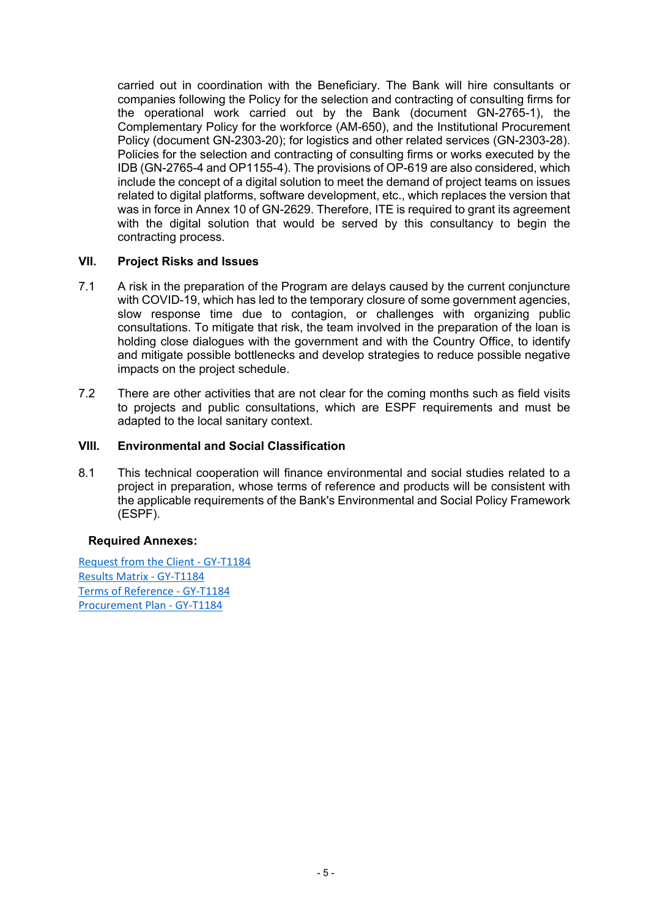carried out in coordination with the Beneficiary. The Bank will hire consultants or companies following the Policy for the selection and contracting of consulting firms for the operational work carried out by the Bank (document GN-2765-1), the Complementary Policy for the workforce (AM-650), and the Institutional Procurement Policy (document GN-2303-20); for logistics and other related services (GN-2303-28). Policies for the selection and contracting of consulting firms or works executed by the IDB (GN-2765-4 and OP1155-4). The provisions of OP-619 are also considered, which include the concept of a digital solution to meet the demand of project teams on issues related to digital platforms, software development, etc., which replaces the version that was in force in Annex 10 of GN-2629. Therefore, ITE is required to grant its agreement with the digital solution that would be served by this consultancy to begin the contracting process.

## VII. Project Risks and Issues

7.1 A risk in the preparation of the Program are delays caused by the current conjuncture with COVID-19, which has led to the temporary closure of some government agencies, slow response time due to contagion, or challenges with organizing public consultations. To mitigate that risk, the team involved in the preparation of the loan is holding close dialogues with the government and with the Country Office, to identify and mitigate possible bottlenecks and develop strategies to reduce possible negative impacts on the project schedule.

7.2 There are other activities that are not clear for the coming months such as field visits to projects and public consultations, which are ESPF requirements and must be adapted to the local sanitary context.

## VIII. Environmental and Social Classification

8.1 This technical cooperation will finance environmental and social studies related to a project in preparation, whose terms of reference and products will be consistent with the applicable requirements of the Bank's Environmental and Social Policy Framework (ESPF).

**Required Annexes:**

Request from the Client - GY-T1184
Results Matrix - GY-T1184
Terms of Reference - GY-T1184
Procurement Plan - GY-T1184